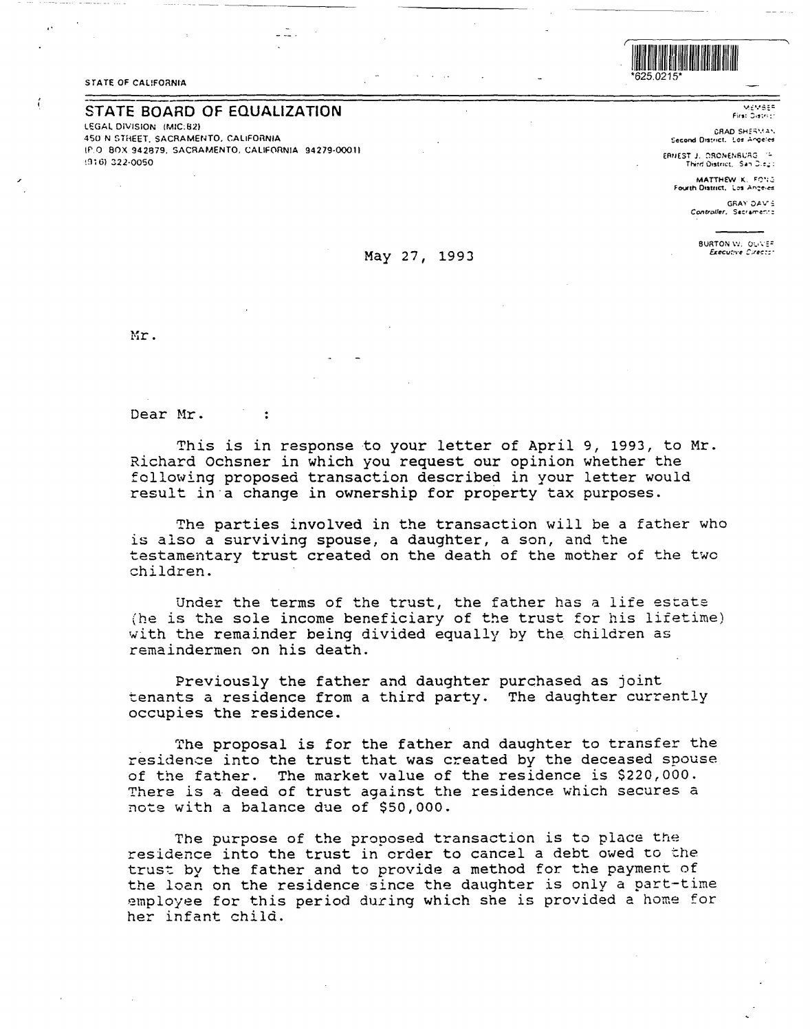STATE OF CALIFORNIA

*625.0215*

## STATE BOARD OF EQUALIZATION

LEGAL DIVISION (MIC:82)
450 N STREET, SACRAMENTO, CALIFORNIA
(P.O. BOX 942879, SACRAMENTO, CALIFORNIA 94279-0001)
(916) 322-0050

MEMBER
First District

BRAD SHERMAN
Second District, Los Angeles

ERNEST J. DRONENBURG, JR.
Third District, San Diego

MATTHEW K. FONG
Fourth District, Los Angeles

GRAY DAVIS
Controller, Sacramento

BURTON W. OLIVER
Executive Director

May 27, 1993

Mr.

Dear Mr. :

This is in response to your letter of April 9, 1993, to Mr. Richard Ochsner in which you request our opinion whether the following proposed transaction described in your letter would result in a change in ownership for property tax purposes.

The parties involved in the transaction will be a father who is also a surviving spouse, a daughter, a son, and the testamentary trust created on the death of the mother of the two children.

Under the terms of the trust, the father has a life estate (he is the sole income beneficiary of the trust for his lifetime) with the remainder being divided equally by the children as remaindermen on his death.

Previously the father and daughter purchased as joint tenants a residence from a third party. The daughter currently occupies the residence.

The proposal is for the father and daughter to transfer the residence into the trust that was created by the deceased spouse of the father. The market value of the residence is $220,000. There is a deed of trust against the residence which secures a note with a balance due of $50,000.

The purpose of the proposed transaction is to place the residence into the trust in order to cancel a debt owed to the trust by the father and to provide a method for the payment of the loan on the residence since the daughter is only a part-time employee for this period during which she is provided a home for her infant child.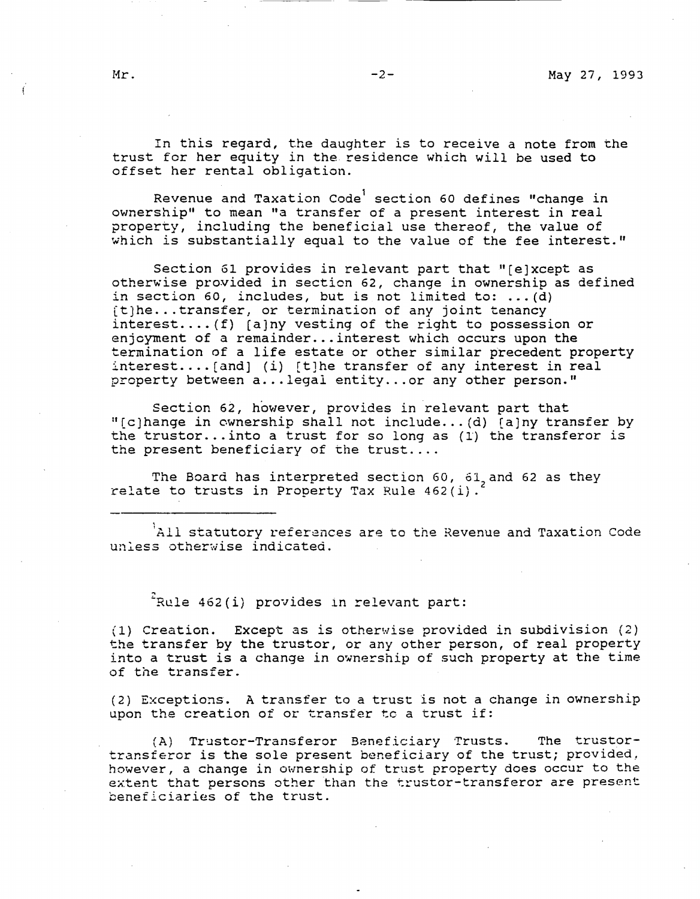In this regard, the daughter is to receive a note from the trust for her equity in the residence which will be used to offset her rental obligation.

Revenue and Taxation Code[1] section 60 defines "change in ownership" to mean "a transfer of a present interest in real property, including the beneficial use thereof, the value of which is substantially equal to the value of the fee interest."

Section 61 provides in relevant part that "[e]xcept as otherwise provided in section 62, change in ownership as defined in section 60, includes, but is not limited to: ...(d) [t]he...transfer, or termination of any joint tenancy interest....(f) [a]ny vesting of the right to possession or enjoyment of a remainder...interest which occurs upon the termination of a life estate or other similar precedent property interest....[and] (i) [t]he transfer of any interest in real property between a...legal entity...or any other person."

Section 62, however, provides in relevant part that "[c]hange in ownership shall not include...(d) [a]ny transfer by the trustor...into a trust for so long as (1) the transferor is the present beneficiary of the trust....

The Board has interpreted section 60, 61, and 62 as they relate to trusts in Property Tax Rule 462(i).[2]

---

[1] All statutory references are to the Revenue and Taxation Code unless otherwise indicated.

[2] Rule 462(i) provides in relevant part:

(1) Creation. Except as is otherwise provided in subdivision (2) the transfer by the trustor, or any other person, of real property into a trust is a change in ownership of such property at the time of the transfer.

(2) Exceptions. A transfer to a trust is not a change in ownership upon the creation of or transfer to a trust if:

(A) Trustor-Transferor Beneficiary Trusts. The trustor-transferor is the sole present beneficiary of the trust; provided, however, a change in ownership of trust property does occur to the extent that persons other than the trustor-transferor are present beneficiaries of the trust.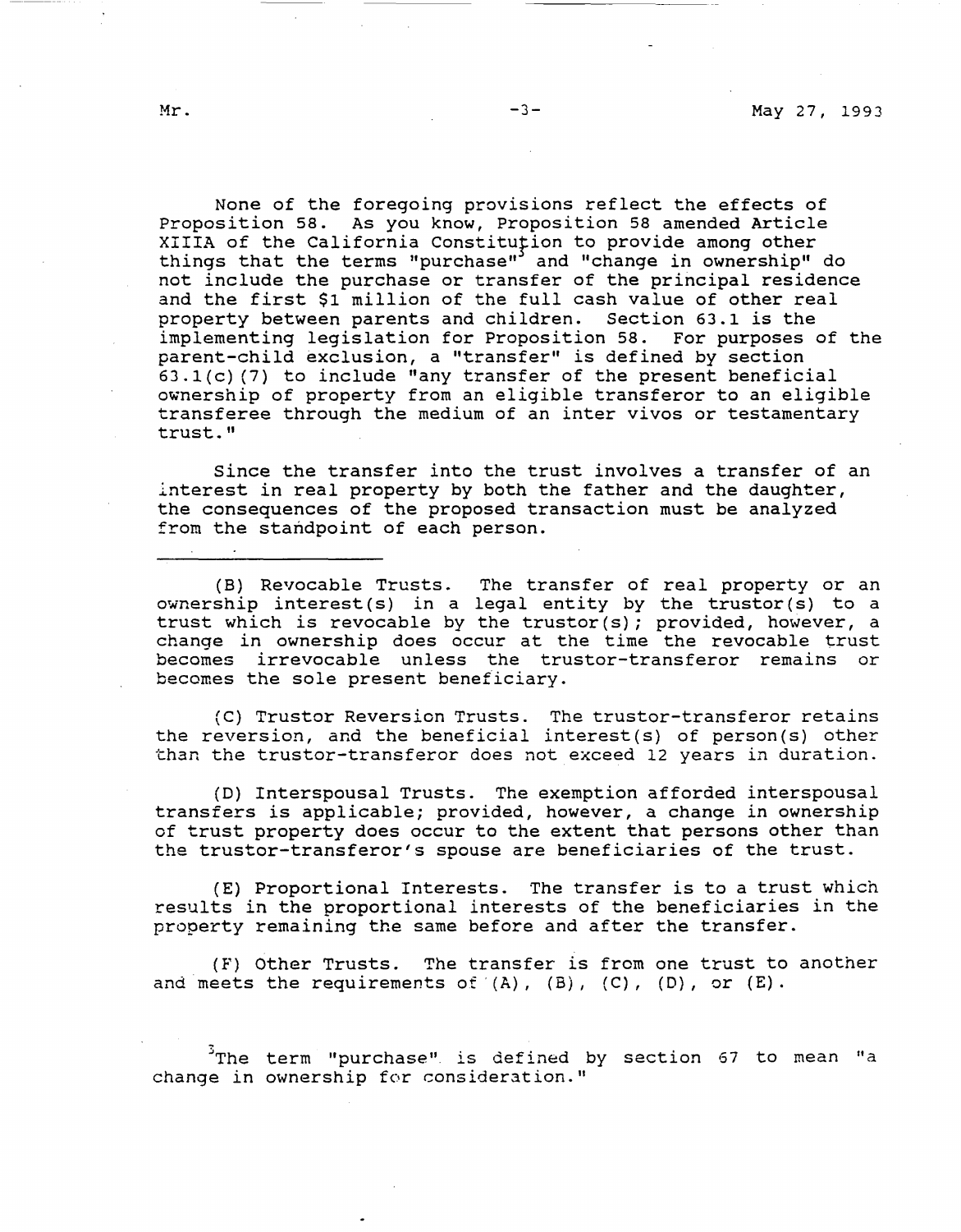None of the foregoing provisions reflect the effects of Proposition 58. As you know, Proposition 58 amended Article XIIIA of the California Constitution to provide among other things that the terms "purchase"[3] and "change in ownership" do not include the purchase or transfer of the principal residence and the first $1 million of the full cash value of other real property between parents and children. Section 63.1 is the implementing legislation for Proposition 58. For purposes of the parent-child exclusion, a "transfer" is defined by section 63.1(c)(7) to include "any transfer of the present beneficial ownership of property from an eligible transferor to an eligible transferee through the medium of an inter vivos or testamentary trust."

Since the transfer into the trust involves a transfer of an interest in real property by both the father and the daughter, the consequences of the proposed transaction must be analyzed from the standpoint of each person.

---

(B) Revocable Trusts. The transfer of real property or an ownership interest(s) in a legal entity by the trustor(s) to a trust which is revocable by the trustor(s); provided, however, a change in ownership does occur at the time the revocable trust becomes irrevocable unless the trustor-transferor remains or becomes the sole present beneficiary.

(C) Trustor Reversion Trusts. The trustor-transferor retains the reversion, and the beneficial interest(s) of person(s) other than the trustor-transferor does not exceed 12 years in duration.

(D) Interspousal Trusts. The exemption afforded interspousal transfers is applicable; provided, however, a change in ownership of trust property does occur to the extent that persons other than the trustor-transferor's spouse are beneficiaries of the trust.

(E) Proportional Interests. The transfer is to a trust which results in the proportional interests of the beneficiaries in the property remaining the same before and after the transfer.

(F) Other Trusts. The transfer is from one trust to another and meets the requirements of (A), (B), (C), (D), or (E).

[3] The term "purchase" is defined by section 67 to mean "a change in ownership for consideration."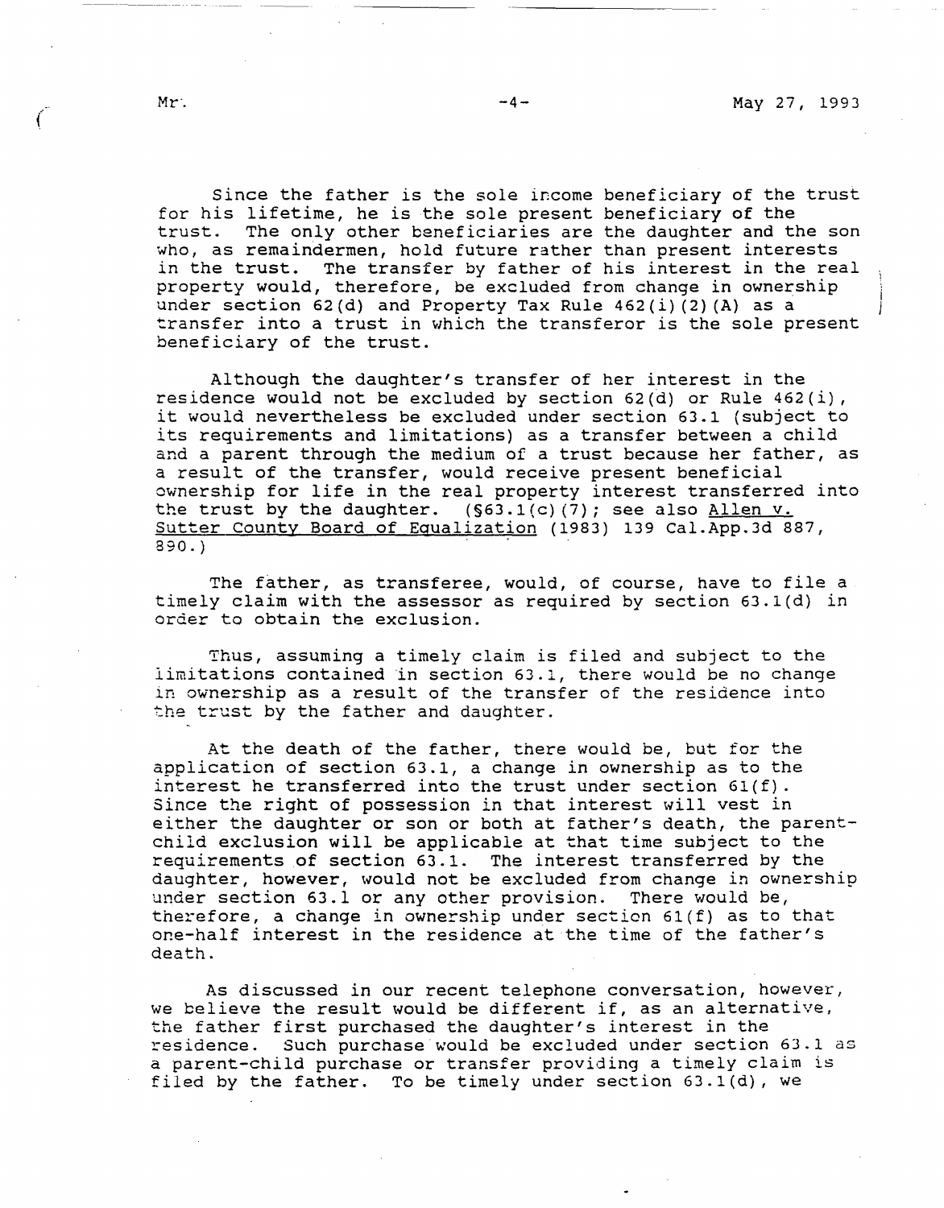Since the father is the sole income beneficiary of the trust for his lifetime, he is the sole present beneficiary of the trust. The only other beneficiaries are the daughter and the son who, as remaindermen, hold future rather than present interests in the trust. The transfer by father of his interest in the real property would, therefore, be excluded from change in ownership under section 62(d) and Property Tax Rule 462(i)(2)(A) as a transfer into a trust in which the transferor is the sole present beneficiary of the trust.

Although the daughter's transfer of her interest in the residence would not be excluded by section 62(d) or Rule 462(i), it would nevertheless be excluded under section 63.1 (subject to its requirements and limitations) as a transfer between a child and a parent through the medium of a trust because her father, as a result of the transfer, would receive present beneficial ownership for life in the real property interest transferred into the trust by the daughter. (§63.1(c)(7); see also Allen v. Sutter County Board of Equalization (1983) 139 Cal.App.3d 887, 890.)

The father, as transferee, would, of course, have to file a timely claim with the assessor as required by section 63.1(d) in order to obtain the exclusion.

Thus, assuming a timely claim is filed and subject to the limitations contained in section 63.1, there would be no change in ownership as a result of the transfer of the residence into the trust by the father and daughter.

At the death of the father, there would be, but for the application of section 63.1, a change in ownership as to the interest he transferred into the trust under section 61(f). Since the right of possession in that interest will vest in either the daughter or son or both at father's death, the parent-child exclusion will be applicable at that time subject to the requirements of section 63.1. The interest transferred by the daughter, however, would not be excluded from change in ownership under section 63.1 or any other provision. There would be, therefore, a change in ownership under section 61(f) as to that one-half interest in the residence at the time of the father's death.

As discussed in our recent telephone conversation, however, we believe the result would be different if, as an alternative, the father first purchased the daughter's interest in the residence. Such purchase would be excluded under section 63.1 as a parent-child purchase or transfer providing a timely claim is filed by the father. To be timely under section 63.1(d), we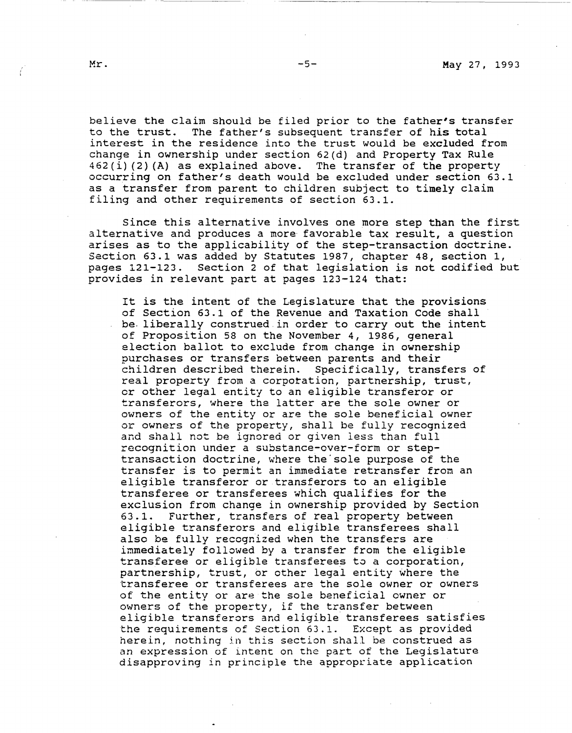believe the claim should be filed prior to the father's transfer to the trust. The father's subsequent transfer of his total interest in the residence into the trust would be excluded from change in ownership under section 62(d) and Property Tax Rule 462(i)(2)(A) as explained above. The transfer of the property occurring on father's death would be excluded under section 63.1 as a transfer from parent to children subject to timely claim filing and other requirements of section 63.1.

Since this alternative involves one more step than the first alternative and produces a more favorable tax result, a question arises as to the applicability of the step-transaction doctrine. Section 63.1 was added by Statutes 1987, chapter 48, section 1, pages 121-123. Section 2 of that legislation is not codified but provides in relevant part at pages 123-124 that:

> It is the intent of the Legislature that the provisions of Section 63.1 of the Revenue and Taxation Code shall be liberally construed in order to carry out the intent of Proposition 58 on the November 4, 1986, general election ballot to exclude from change in ownership purchases or transfers between parents and their children described therein. Specifically, transfers of real property from a corporation, partnership, trust, or other legal entity to an eligible transferor or transferors, where the latter are the sole owner or owners of the entity or are the sole beneficial owner or owners of the property, shall be fully recognized and shall not be ignored or given less than full recognition under a substance-over-form or step-transaction doctrine, where the sole purpose of the transfer is to permit an immediate retransfer from an eligible transferor or transferors to an eligible transferee or transferees which qualifies for the exclusion from change in ownership provided by Section 63.1. Further, transfers of real property between eligible transferors and eligible transferees shall also be fully recognized when the transfers are immediately followed by a transfer from the eligible transferee or eligible transferees to a corporation, partnership, trust, or other legal entity where the transferee or transferees are the sole owner or owners of the entity or are the sole beneficial owner or owners of the property, if the transfer between eligible transferors and eligible transferees satisfies the requirements of Section 63.1. Except as provided herein, nothing in this section shall be construed as an expression of intent on the part of the Legislature disapproving in principle the appropriate application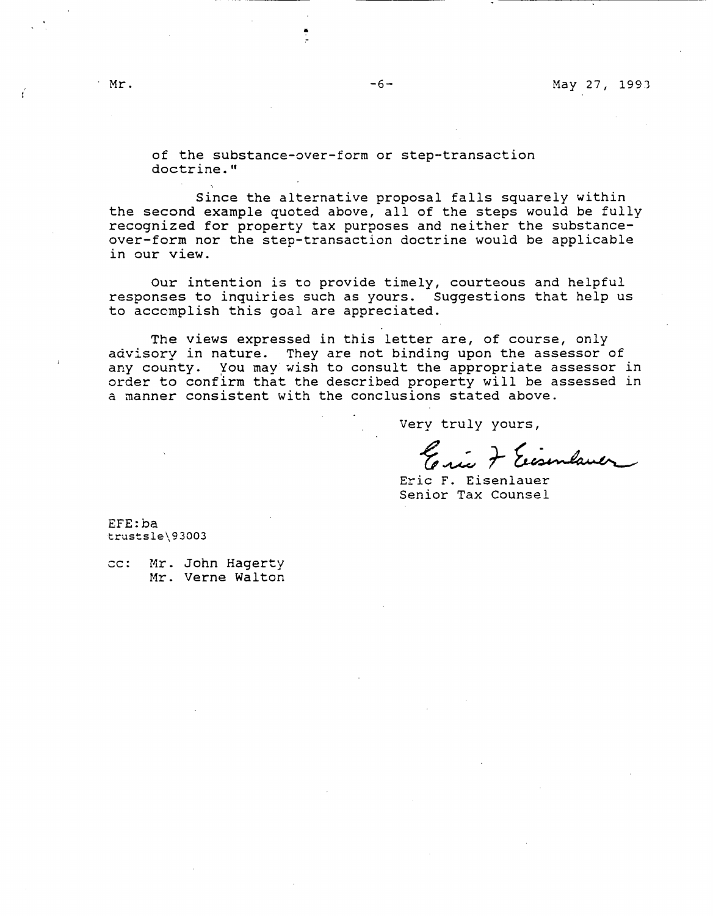of the substance-over-form or step-transaction doctrine."

Since the alternative proposal falls squarely within the second example quoted above, all of the steps would be fully recognized for property tax purposes and neither the substance-over-form nor the step-transaction doctrine would be applicable in our view.

Our intention is to provide timely, courteous and helpful responses to inquiries such as yours. Suggestions that help us to accomplish this goal are appreciated.

The views expressed in this letter are, of course, only advisory in nature. They are not binding upon the assessor of any county. You may wish to consult the appropriate assessor in order to confirm that the described property will be assessed in a manner consistent with the conclusions stated above.

Very truly yours,

Eric F. Eisenlauer

Eric F. Eisenlauer
Senior Tax Counsel

EFE:ba
trustsle\93003

cc: Mr. John Hagerty
Mr. Verne Walton